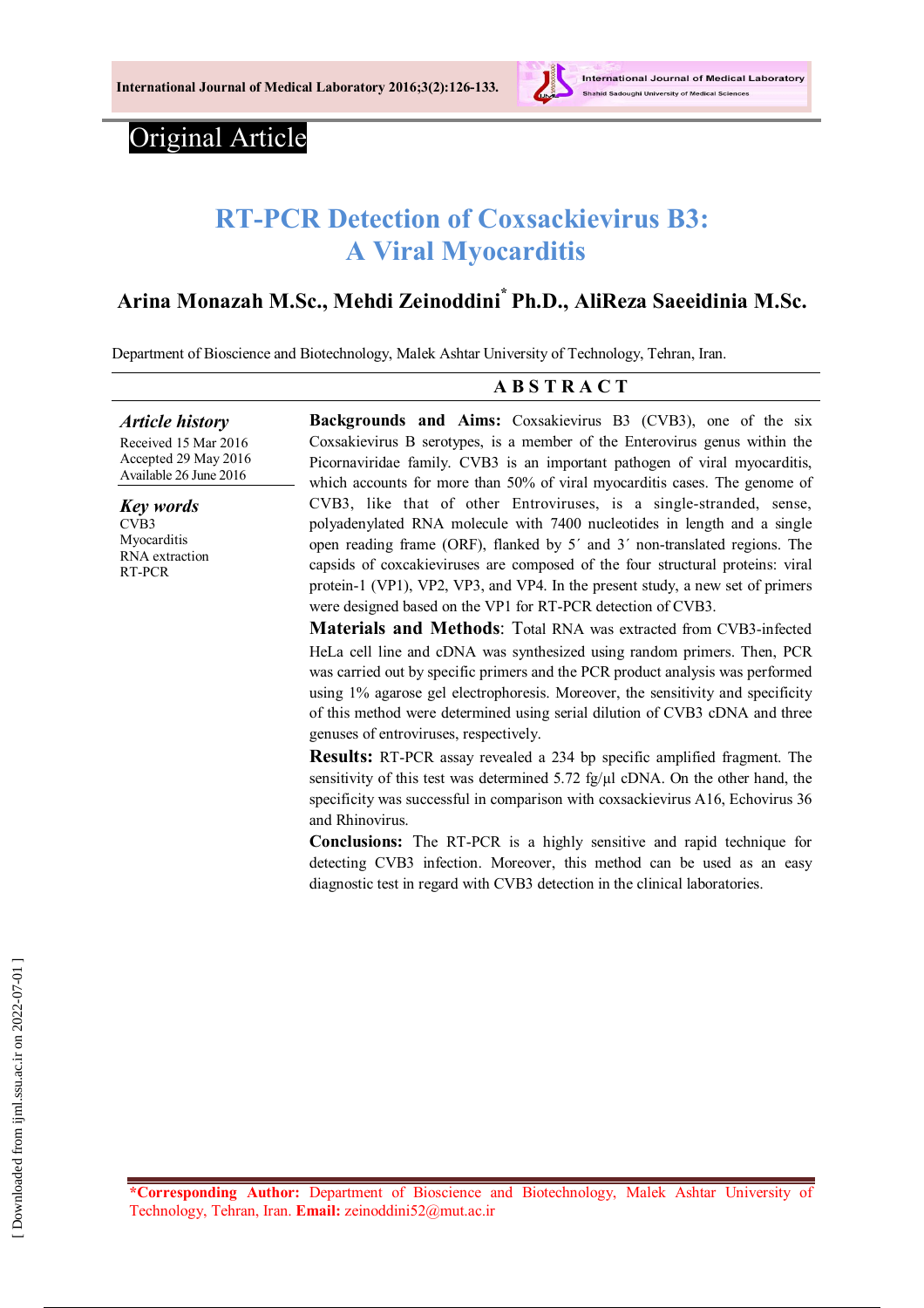Original Article

# RT-PCR Detection of Coxsackievirus B3: A Viral Myocarditis

**Arina Monazah M.Sc., Mehdi Zeinoddini* Ph.D., AliReza Saeeidinia M.Sc.**

Department of Bioscience and Biotechnology, Malek Ashtar University of Technology, Tehran, Iran.

## ABSTRACT

***Article history***

Received 15 Mar 2016
Accepted 29 May 2016
Available 26 June 2016

***Key words***

CVB3
Myocarditis
RNA extraction
RT-PCR

**Backgrounds and Aims:** Coxsakievirus B3 (CVB3), one of the six Coxsakievirus B serotypes, is a member of the Enterovirus genus within the Picornaviridae family. CVB3 is an important pathogen of viral myocarditis, which accounts for more than 50% of viral myocarditis cases. The genome of CVB3, like that of other Entroviruses, is a single-stranded, sense, polyadenylated RNA molecule with 7400 nucleotides in length and a single open reading frame (ORF), flanked by 5´ and 3´ non-translated regions. The capsids of coxcakieviruses are composed of the four structural proteins: viral protein-1 (VP1), VP2, VP3, and VP4. In the present study, a new set of primers were designed based on the VP1 for RT-PCR detection of CVB3.

**Materials and Methods**: Total RNA was extracted from CVB3-infected HeLa cell line and cDNA was synthesized using random primers. Then, PCR was carried out by specific primers and the PCR product analysis was performed using 1% agarose gel electrophoresis. Moreover, the sensitivity and specificity of this method were determined using serial dilution of CVB3 cDNA and three genuses of entroviruses, respectively.

**Results:** RT-PCR assay revealed a 234 bp specific amplified fragment. The sensitivity of this test was determined 5.72 fg/µl cDNA. On the other hand, the specificity was successful in comparison with coxsackievirus A16, Echovirus 36 and Rhinovirus.

**Conclusions:** The RT-PCR is a highly sensitive and rapid technique for detecting CVB3 infection. Moreover, this method can be used as an easy diagnostic test in regard with CVB3 detection in the clinical laboratories.

**\*Corresponding Author:** Department of Bioscience and Biotechnology, Malek Ashtar University of Technology, Tehran, Iran. **Email:** zeinoddini52@mut.ac.ir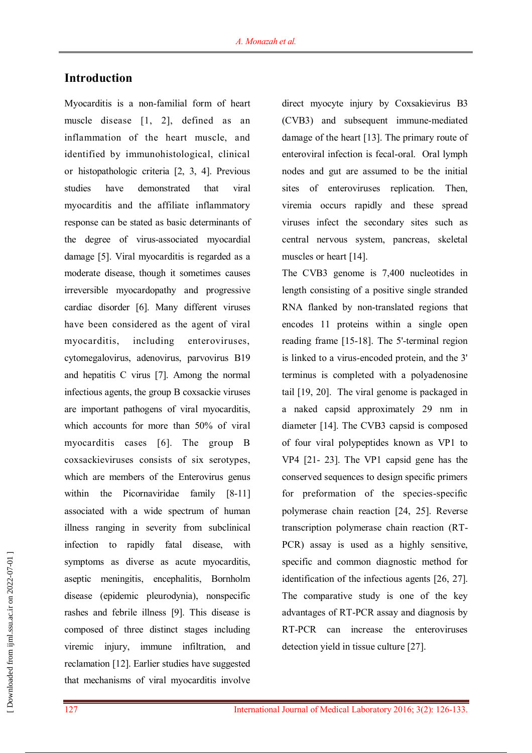## Introduction

Myocarditis is a non-familial form of heart muscle disease [1, 2], defined as an inflammation of the heart muscle, and identified by immunohistological, clinical or histopathologic criteria [2, 3, 4]. Previous studies have demonstrated that viral myocarditis and the affiliate inflammatory response can be stated as basic determinants of the degree of virus-associated myocardial damage [5]. Viral myocarditis is regarded as a moderate disease, though it sometimes causes irreversible myocardopathy and progressive cardiac disorder [6]. Many different viruses have been considered as the agent of viral myocarditis, including enteroviruses, cytomegalovirus, adenovirus, parvovirus B19 and hepatitis C virus [7]. Among the normal infectious agents, the group B coxsackie viruses are important pathogens of viral myocarditis, which accounts for more than 50% of viral myocarditis cases [6]. The group B coxsackieviruses consists of six serotypes, which are members of the Enterovirus genus within the Picornaviridae family [8-11] associated with a wide spectrum of human illness ranging in severity from subclinical infection to rapidly fatal disease, with symptoms as diverse as acute myocarditis, aseptic meningitis, encephalitis, Bornholm disease (epidemic pleurodynia), nonspecific rashes and febrile illness [9]. This disease is composed of three distinct stages including viremic injury, immune infiltration, and reclamation [12]. Earlier studies have suggested that mechanisms of viral myocarditis involve direct myocyte injury by Coxsakievirus B3 (CVB3) and subsequent immune-mediated damage of the heart [13]. The primary route of enteroviral infection is fecal-oral. Oral lymph nodes and gut are assumed to be the initial sites of enteroviruses replication. Then, viremia occurs rapidly and these spread viruses infect the secondary sites such as central nervous system, pancreas, skeletal muscles or heart [14].

The CVB3 genome is 7,400 nucleotides in length consisting of a positive single stranded RNA flanked by non-translated regions that encodes 11 proteins within a single open reading frame [15-18]. The 5'-terminal region is linked to a virus-encoded protein, and the 3' terminus is completed with a polyadenosine tail [19, 20]. The viral genome is packaged in a naked capsid approximately 29 nm in diameter [14]. The CVB3 capsid is composed of four viral polypeptides known as VP1 to VP4 [21- 23]. The VP1 capsid gene has the conserved sequences to design specific primers for preformation of the species-specific polymerase chain reaction [24, 25]. Reverse transcription polymerase chain reaction (RT-PCR) assay is used as a highly sensitive, specific and common diagnostic method for identification of the infectious agents [26, 27]. The comparative study is one of the key advantages of RT-PCR assay and diagnosis by RT-PCR can increase the enteroviruses detection yield in tissue culture [27].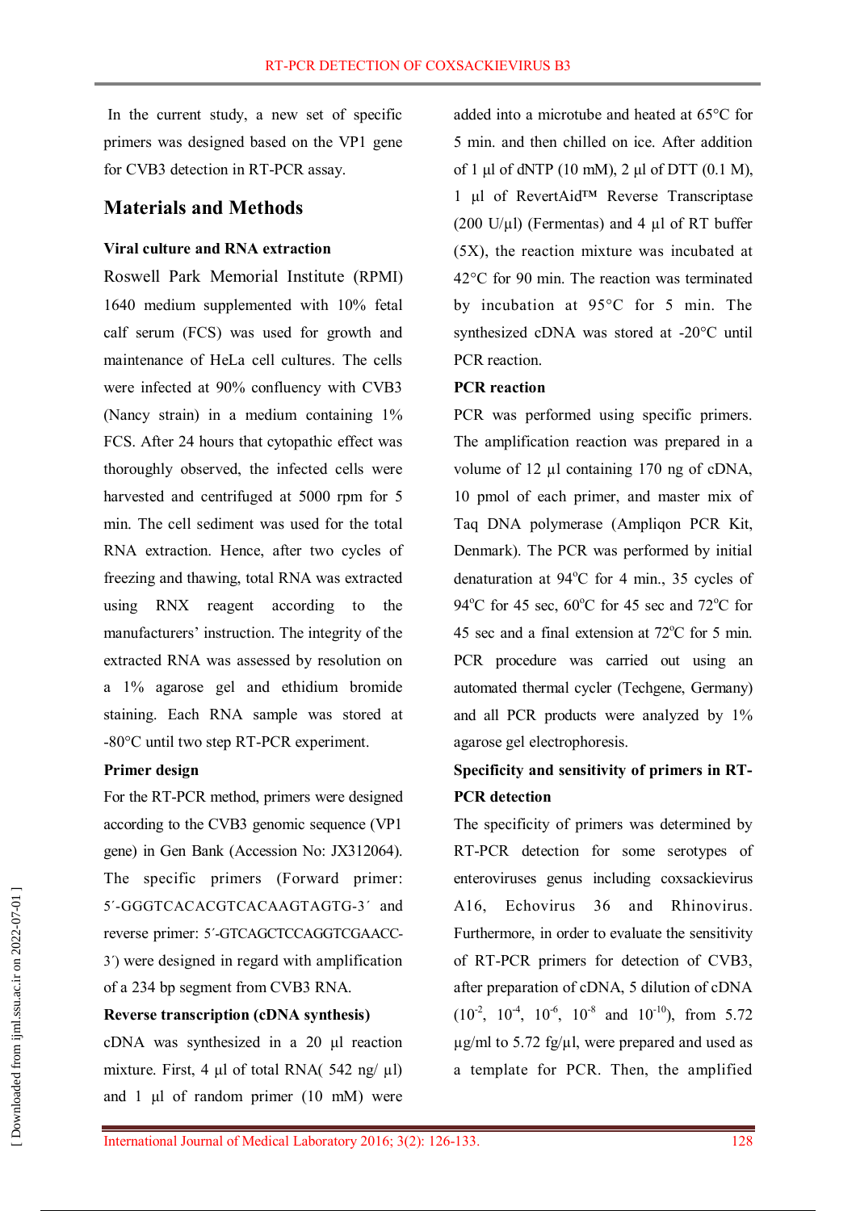In the current study, a new set of specific primers was designed based on the VP1 gene for CVB3 detection in RT-PCR assay.

## Materials and Methods

### Viral culture and RNA extraction

Roswell Park Memorial Institute (RPMI) 1640 medium supplemented with 10% fetal calf serum (FCS) was used for growth and maintenance of HeLa cell cultures. The cells were infected at 90% confluency with CVB3 (Nancy strain) in a medium containing 1% FCS. After 24 hours that cytopathic effect was thoroughly observed, the infected cells were harvested and centrifuged at 5000 rpm for 5 min. The cell sediment was used for the total RNA extraction. Hence, after two cycles of freezing and thawing, total RNA was extracted using RNX reagent according to the manufacturers' instruction. The integrity of the extracted RNA was assessed by resolution on a 1% agarose gel and ethidium bromide staining. Each RNA sample was stored at -80°C until two step RT-PCR experiment.

### Primer design

For the RT-PCR method, primers were designed according to the CVB3 genomic sequence (VP1 gene) in Gen Bank (Accession No: JX312064). The specific primers (Forward primer: 5´-GGGTCACACGTCACAAGTAGTG-3´ and reverse primer: 5´-GTCAGCTCCAGGTCGAACC-3´) were designed in regard with amplification of a 234 bp segment from CVB3 RNA.

### Reverse transcription (cDNA synthesis)

cDNA was synthesized in a 20 µl reaction mixture. First, 4 µl of total RNA( 542 ng/ µl) and 1 µl of random primer (10 mM) were added into a microtube and heated at 65°C for 5 min. and then chilled on ice. After addition of 1 µl of dNTP (10 mM), 2 µl of DTT (0.1 M), 1 µl of RevertAid™ Reverse Transcriptase (200 U/µl) (Fermentas) and 4 µl of RT buffer (5X), the reaction mixture was incubated at 42°C for 90 min. The reaction was terminated by incubation at 95°C for 5 min. The synthesized cDNA was stored at -20°C until PCR reaction.

### PCR reaction

PCR was performed using specific primers. The amplification reaction was prepared in a volume of 12 µl containing 170 ng of cDNA, 10 pmol of each primer, and master mix of Taq DNA polymerase (Ampliqon PCR Kit, Denmark). The PCR was performed by initial denaturation at 94°C for 4 min., 35 cycles of 94°C for 45 sec, 60°C for 45 sec and 72°C for 45 sec and a final extension at 72°C for 5 min. PCR procedure was carried out using an automated thermal cycler (Techgene, Germany) and all PCR products were analyzed by 1% agarose gel electrophoresis.

### Specificity and sensitivity of primers in RT-PCR detection

The specificity of primers was determined by RT-PCR detection for some serotypes of enteroviruses genus including coxsackievirus A16, Echovirus 36 and Rhinovirus. Furthermore, in order to evaluate the sensitivity of RT-PCR primers for detection of CVB3, after preparation of cDNA, 5 dilution of cDNA ($10^{-2}$, $10^{-4}$, $10^{-6}$, $10^{-8}$ and $10^{-10}$), from 5.72 µg/ml to 5.72 fg/µl, were prepared and used as a template for PCR. Then, the amplified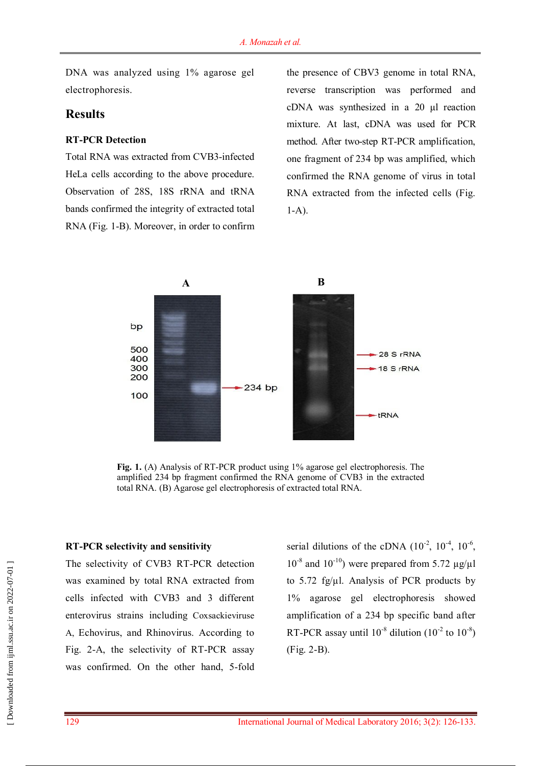DNA was analyzed using 1% agarose gel electrophoresis.

## Results

### RT-PCR Detection

Total RNA was extracted from CVB3-infected HeLa cells according to the above procedure. Observation of 28S, 18S rRNA and tRNA bands confirmed the integrity of extracted total RNA (Fig. 1-B). Moreover, in order to confirm the presence of CBV3 genome in total RNA, reverse transcription was performed and cDNA was synthesized in a 20 µl reaction mixture. At last, cDNA was used for PCR method. After two-step RT-PCR amplification, one fragment of 234 bp was amplified, which confirmed the RNA genome of virus in total RNA extracted from the infected cells (Fig. 1-A).

**Fig. 1.** (A) Analysis of RT-PCR product using 1% agarose gel electrophoresis. The amplified 234 bp fragment confirmed the RNA genome of CVB3 in the extracted total RNA. (B) Agarose gel electrophoresis of extracted total RNA.

### RT-PCR selectivity and sensitivity

The selectivity of CVB3 RT-PCR detection was examined by total RNA extracted from cells infected with CVB3 and 3 different enterovirus strains including Coxsackieviruse A, Echovirus, and Rhinovirus. According to Fig. 2-A, the selectivity of RT-PCR assay was confirmed. On the other hand, 5-fold serial dilutions of the cDNA ($10^{-2}$, $10^{-4}$, $10^{-6}$, $10^{-8}$ and $10^{-10}$) were prepared from 5.72 µg/µl to 5.72 fg/µl. Analysis of PCR products by 1% agarose gel electrophoresis showed amplification of a 234 bp specific band after RT-PCR assay until $10^{-8}$ dilution ($10^{-2}$ to $10^{-8}$) (Fig. 2-B).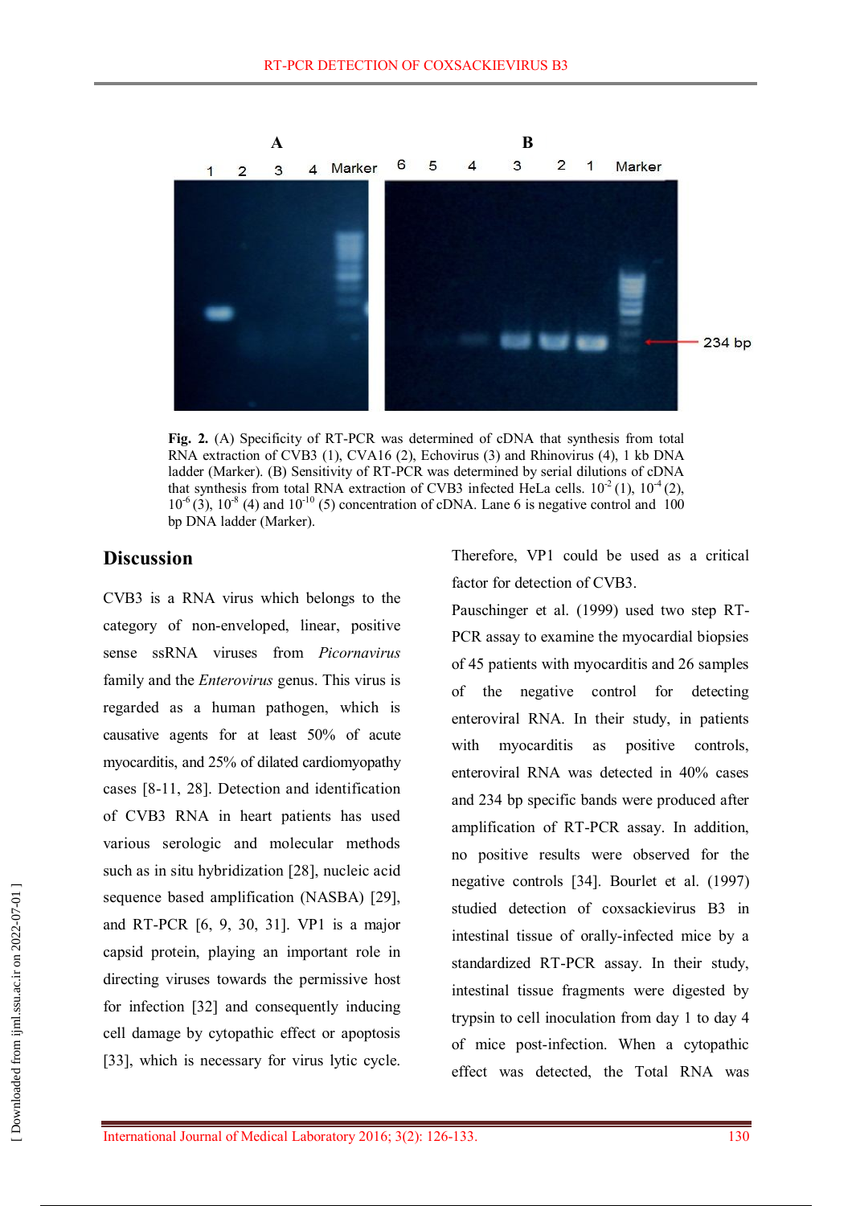Fig. 2. (A) Specificity of RT-PCR was determined of cDNA that synthesis from total RNA extraction of CVB3 (1), CVA16 (2), Echovirus (3) and Rhinovirus (4), 1 kb DNA ladder (Marker). (B) Sensitivity of RT-PCR was determined by serial dilutions of cDNA that synthesis from total RNA extraction of CVB3 infected HeLa cells. $10^{-2}$ (1), $10^{-4}$ (2), $10^{-6}$ (3), $10^{-8}$ (4) and $10^{-10}$ (5) concentration of cDNA. Lane 6 is negative control and 100 bp DNA ladder (Marker).

## Discussion

CVB3 is a RNA virus which belongs to the category of non-enveloped, linear, positive sense ssRNA viruses from *Picornavirus* family and the *Enterovirus* genus. This virus is regarded as a human pathogen, which is causative agents for at least 50% of acute myocarditis, and 25% of dilated cardiomyopathy cases [8-11, 28]. Detection and identification of CVB3 RNA in heart patients has used various serologic and molecular methods such as in situ hybridization [28], nucleic acid sequence based amplification (NASBA) [29], and RT-PCR [6, 9, 30, 31]. VP1 is a major capsid protein, playing an important role in directing viruses towards the permissive host for infection [32] and consequently inducing cell damage by cytopathic effect or apoptosis [33], which is necessary for virus lytic cycle. Therefore, VP1 could be used as a critical factor for detection of CVB3.

Pauschinger et al. (1999) used two step RT-PCR assay to examine the myocardial biopsies of 45 patients with myocarditis and 26 samples of the negative control for detecting enteroviral RNA. In their study, in patients with myocarditis as positive controls, enteroviral RNA was detected in 40% cases and 234 bp specific bands were produced after amplification of RT-PCR assay. In addition, no positive results were observed for the negative controls [34]. Bourlet et al. (1997) studied detection of coxsackievirus B3 in intestinal tissue of orally-infected mice by a standardized RT-PCR assay. In their study, intestinal tissue fragments were digested by trypsin to cell inoculation from day 1 to day 4 of mice post-infection. When a cytopathic effect was detected, the Total RNA was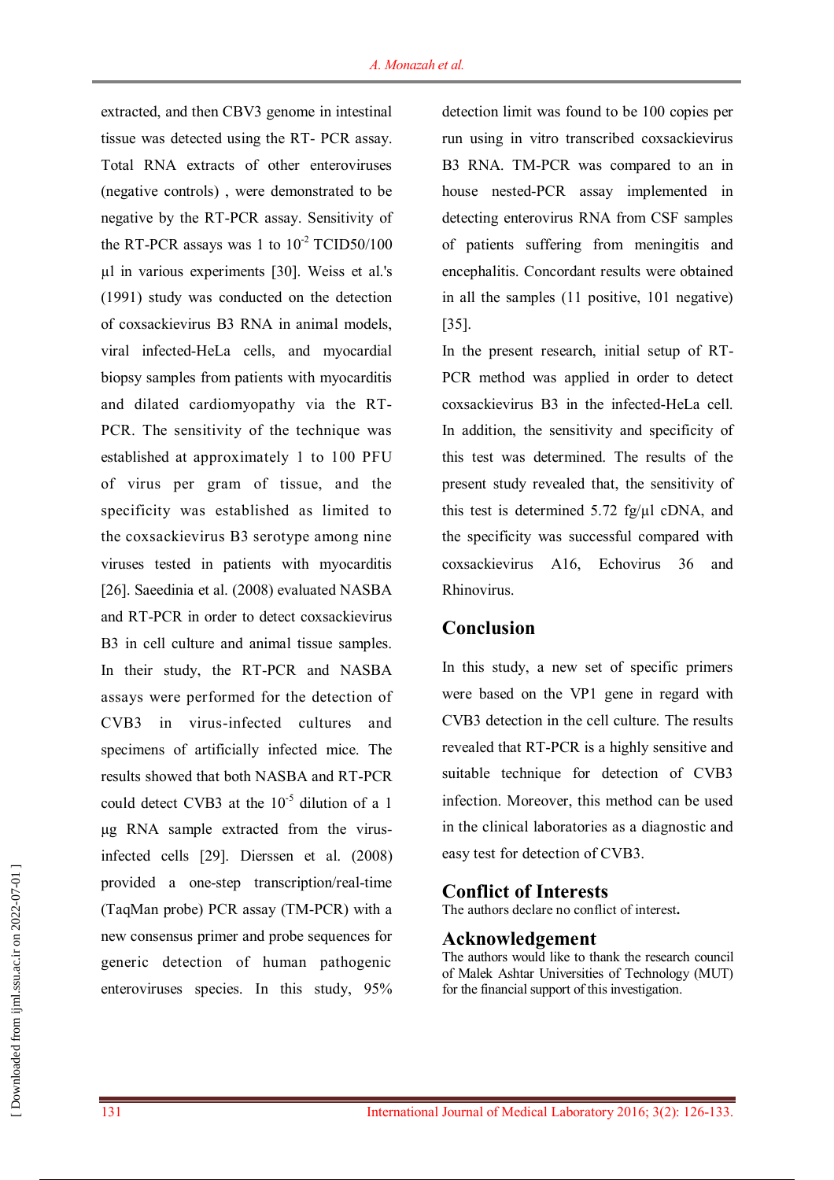extracted, and then CBV3 genome in intestinal tissue was detected using the RT- PCR assay. Total RNA extracts of other enteroviruses (negative controls) , were demonstrated to be negative by the RT-PCR assay. Sensitivity of the RT-PCR assays was 1 to $10^{-2}$ TCID50/100 µl in various experiments [30]. Weiss et al.'s (1991) study was conducted on the detection of coxsackievirus B3 RNA in animal models, viral infected-HeLa cells, and myocardial biopsy samples from patients with myocarditis and dilated cardiomyopathy via the RT-PCR. The sensitivity of the technique was established at approximately 1 to 100 PFU of virus per gram of tissue, and the specificity was established as limited to the coxsackievirus B3 serotype among nine viruses tested in patients with myocarditis [26]. Saeedinia et al. (2008) evaluated NASBA and RT-PCR in order to detect coxsackievirus B3 in cell culture and animal tissue samples. In their study, the RT-PCR and NASBA assays were performed for the detection of CVB3 in virus-infected cultures and specimens of artificially infected mice. The results showed that both NASBA and RT-PCR could detect CVB3 at the $10^{-5}$ dilution of a 1 µg RNA sample extracted from the virus-infected cells [29]. Dierssen et al. (2008) provided a one-step transcription/real-time (TaqMan probe) PCR assay (TM-PCR) with a new consensus primer and probe sequences for generic detection of human pathogenic enteroviruses species. In this study, 95% detection limit was found to be 100 copies per run using in vitro transcribed coxsackievirus B3 RNA. TM-PCR was compared to an in house nested-PCR assay implemented in detecting enterovirus RNA from CSF samples of patients suffering from meningitis and encephalitis. Concordant results were obtained in all the samples (11 positive, 101 negative) [35].

In the present research, initial setup of RT-PCR method was applied in order to detect coxsackievirus B3 in the infected-HeLa cell. In addition, the sensitivity and specificity of this test was determined. The results of the present study revealed that, the sensitivity of this test is determined 5.72 fg/µl cDNA, and the specificity was successful compared with coxsackievirus A16, Echovirus 36 and Rhinovirus.

## Conclusion

In this study, a new set of specific primers were based on the VP1 gene in regard with CVB3 detection in the cell culture. The results revealed that RT-PCR is a highly sensitive and suitable technique for detection of CVB3 infection. Moreover, this method can be used in the clinical laboratories as a diagnostic and easy test for detection of CVB3.

## Conflict of Interests

The authors declare no conflict of interest**.**

## Acknowledgement

The authors would like to thank the research council of Malek Ashtar Universities of Technology (MUT) for the financial support of this investigation.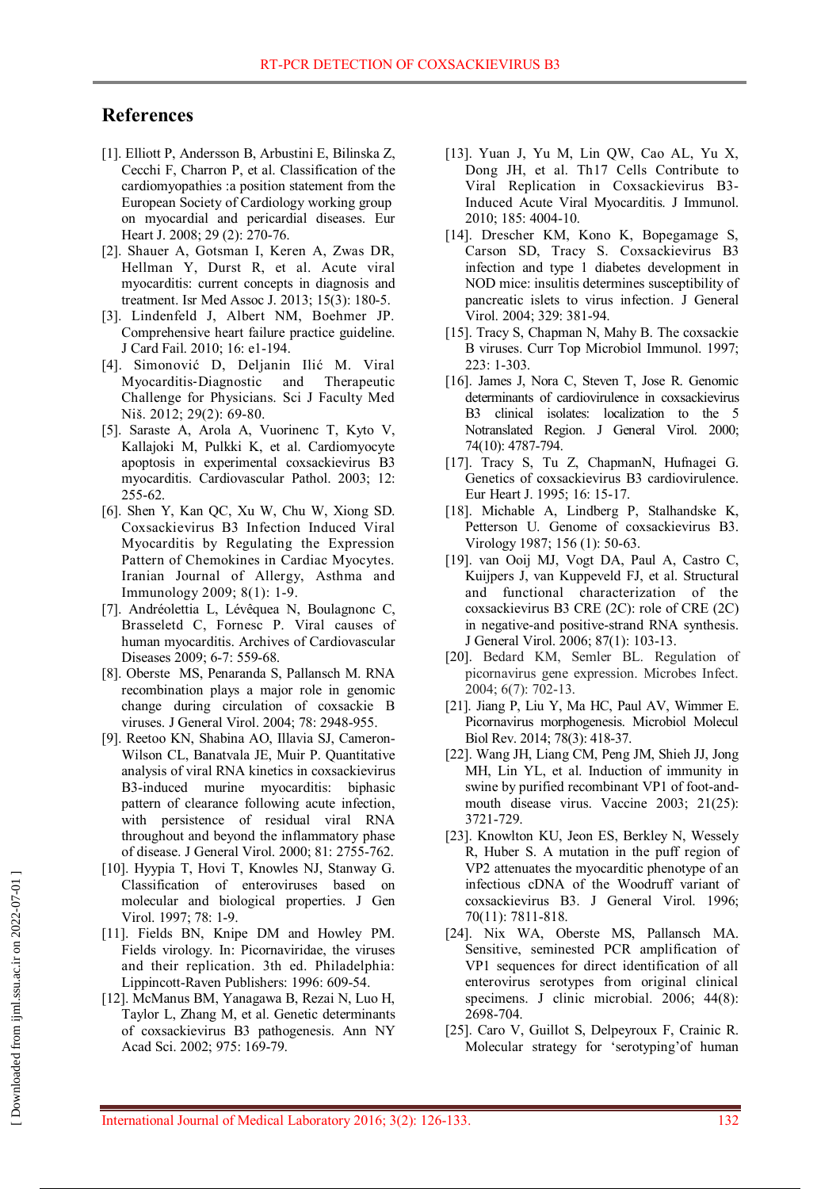## References

[1]. Elliott P, Andersson B, Arbustini E, Bilinska Z, Cecchi F, Charron P, et al. Classification of the cardiomyopathies :a position statement from the European Society of Cardiology working group on myocardial and pericardial diseases. Eur Heart J. 2008; 29 (2): 270-76.

[2]. Shauer A, Gotsman I, Keren A, Zwas DR, Hellman Y, Durst R, et al. Acute viral myocarditis: current concepts in diagnosis and treatment. Isr Med Assoc J. 2013; 15(3): 180-5.

[3]. Lindenfeld J, Albert NM, Boehmer JP. Comprehensive heart failure practice guideline. J Card Fail. 2010; 16: e1-194.

[4]. Simonović D, Deljanin Ilić M. Viral Myocarditis-Diagnostic and Therapeutic Challenge for Physicians. Sci J Faculty Med Niš. 2012; 29(2): 69-80.

[5]. Saraste A, Arola A, Vuorinenc T, Kyto V, Kallajoki M, Pulkki K, et al. Cardiomyocyte apoptosis in experimental coxsackievirus B3 myocarditis. Cardiovascular Pathol. 2003; 12: 255-62.

[6]. Shen Y, Kan QC, Xu W, Chu W, Xiong SD. Coxsackievirus B3 Infection Induced Viral Myocarditis by Regulating the Expression Pattern of Chemokines in Cardiac Myocytes. Iranian Journal of Allergy, Asthma and Immunology 2009; 8(1): 1-9.

[7]. Andréolettia L, Lévêquea N, Boulagnonc C, Brasseletd C, Fornesc P. Viral causes of human myocarditis. Archives of Cardiovascular Diseases 2009; 6-7: 559-68.

[8]. Oberste MS, Penaranda S, Pallansch M. RNA recombination plays a major role in genomic change during circulation of coxsackie B viruses. J General Virol. 2004; 78: 2948-955.

[9]. Reetoo KN, Shabina AO, Illavia SJ, Cameron-Wilson CL, Banatvala JE, Muir P. Quantitative analysis of viral RNA kinetics in coxsackievirus B3-induced murine myocarditis: biphasic pattern of clearance following acute infection, with persistence of residual viral RNA throughout and beyond the inflammatory phase of disease. J General Virol. 2000; 81: 2755-762.

[10]. Hyypia T, Hovi T, Knowles NJ, Stanway G. Classification of enteroviruses based on molecular and biological properties. J Gen Virol. 1997; 78: 1-9.

[11]. Fields BN, Knipe DM and Howley PM. Fields virology. In: Picornaviridae, the viruses and their replication. 3th ed. Philadelphia: Lippincott-Raven Publishers: 1996: 609-54.

[12]. McManus BM, Yanagawa B, Rezai N, Luo H, Taylor L, Zhang M, et al. Genetic determinants of coxsackievirus B3 pathogenesis. Ann NY Acad Sci. 2002; 975: 169-79.

[13]. Yuan J, Yu M, Lin QW, Cao AL, Yu X, Dong JH, et al. Th17 Cells Contribute to Viral Replication in Coxsackievirus B3-Induced Acute Viral Myocarditis. J Immunol. 2010; 185: 4004-10.

[14]. Drescher KM, Kono K, Bopegamage S, Carson SD, Tracy S. Coxsackievirus B3 infection and type 1 diabetes development in NOD mice: insulitis determines susceptibility of pancreatic islets to virus infection. J General Virol. 2004; 329: 381-94.

[15]. Tracy S, Chapman N, Mahy B. The coxsackie B viruses. Curr Top Microbiol Immunol. 1997; 223: 1-303.

[16]. James J, Nora C, Steven T, Jose R. Genomic determinants of cardiovirulence in coxsackievirus B3 clinical isolates: localization to the 5 Notranslated Region. J General Virol. 2000; 74(10): 4787-794.

[17]. Tracy S, Tu Z, ChapmanN, Hufnagei G. Genetics of coxsackievirus B3 cardiovirulence. Eur Heart J. 1995; 16: 15-17.

[18]. Michable A, Lindberg P, Stalhandske K, Petterson U. Genome of coxsackievirus B3. Virology 1987; 156 (1): 50-63.

[19]. van Ooij MJ, Vogt DA, Paul A, Castro C, Kuijpers J, van Kuppeveld FJ, et al. Structural and functional characterization of the coxsackievirus B3 CRE (2C): role of CRE (2C) in negative-and positive-strand RNA synthesis. J General Virol. 2006; 87(1): 103-13.

[20]. Bedard KM, Semler BL. Regulation of picornavirus gene expression. Microbes Infect. 2004; 6(7): 702-13.

[21]. Jiang P, Liu Y, Ma HC, Paul AV, Wimmer E. Picornavirus morphogenesis. Microbiol Molecul Biol Rev. 2014; 78(3): 418-37.

[22]. Wang JH, Liang CM, Peng JM, Shieh JJ, Jong MH, Lin YL, et al. Induction of immunity in swine by purified recombinant VP1 of foot-and-mouth disease virus. Vaccine 2003; 21(25): 3721-729.

[23]. Knowlton KU, Jeon ES, Berkley N, Wessely R, Huber S. A mutation in the puff region of VP2 attenuates the myocarditic phenotype of an infectious cDNA of the Woodruff variant of coxsackievirus B3. J General Virol. 1996; 70(11): 7811-818.

[24]. Nix WA, Oberste MS, Pallansch MA. Sensitive, seminested PCR amplification of VP1 sequences for direct identification of all enterovirus serotypes from original clinical specimens. J clinic microbial. 2006; 44(8): 2698-704.

[25]. Caro V, Guillot S, Delpeyroux F, Crainic R. Molecular strategy for 'serotyping'of human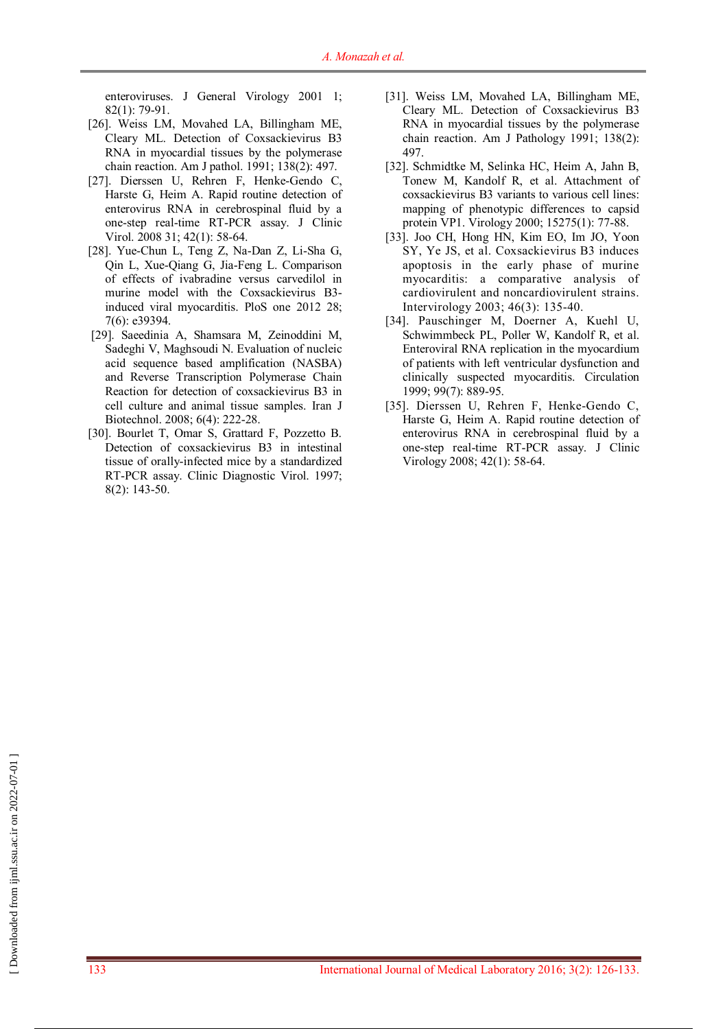enteroviruses. J General Virology 2001 1; 82(1): 79-91.

[26]. Weiss LM, Movahed LA, Billingham ME, Cleary ML. Detection of Coxsackievirus B3 RNA in myocardial tissues by the polymerase chain reaction. Am J pathol. 1991; 138(2): 497.

[27]. Dierssen U, Rehren F, Henke-Gendo C, Harste G, Heim A. Rapid routine detection of enterovirus RNA in cerebrospinal fluid by a one-step real-time RT-PCR assay. J Clinic Virol. 2008 31; 42(1): 58-64.

[28]. Yue-Chun L, Teng Z, Na-Dan Z, Li-Sha G, Qin L, Xue-Qiang G, Jia-Feng L. Comparison of effects of ivabradine versus carvedilol in murine model with the Coxsackievirus B3-induced viral myocarditis. PloS one 2012 28; 7(6): e39394.

[29]. Saeedinia A, Shamsara M, Zeinoddini M, Sadeghi V, Maghsoudi N. Evaluation of nucleic acid sequence based amplification (NASBA) and Reverse Transcription Polymerase Chain Reaction for detection of coxsackievirus B3 in cell culture and animal tissue samples. Iran J Biotechnol. 2008; 6(4): 222-28.

[30]. Bourlet T, Omar S, Grattard F, Pozzetto B. Detection of coxsackievirus B3 in intestinal tissue of orally-infected mice by a standardized RT-PCR assay. Clinic Diagnostic Virol. 1997; 8(2): 143-50.

[31]. Weiss LM, Movahed LA, Billingham ME, Cleary ML. Detection of Coxsackievirus B3 RNA in myocardial tissues by the polymerase chain reaction. Am J Pathology 1991; 138(2): 497.

[32]. Schmidtke M, Selinka HC, Heim A, Jahn B, Tonew M, Kandolf R, et al. Attachment of coxsackievirus B3 variants to various cell lines: mapping of phenotypic differences to capsid protein VP1. Virology 2000; 15275(1): 77-88.

[33]. Joo CH, Hong HN, Kim EO, Im JO, Yoon SY, Ye JS, et al. Coxsackievirus B3 induces apoptosis in the early phase of murine myocarditis: a comparative analysis of cardiovirulent and noncardiovirulent strains. Intervirology 2003; 46(3): 135-40.

[34]. Pauschinger M, Doerner A, Kuehl U, Schwimmbeck PL, Poller W, Kandolf R, et al. Enteroviral RNA replication in the myocardium of patients with left ventricular dysfunction and clinically suspected myocarditis. Circulation 1999; 99(7): 889-95.

[35]. Dierssen U, Rehren F, Henke-Gendo C, Harste G, Heim A. Rapid routine detection of enterovirus RNA in cerebrospinal fluid by a one-step real-time RT-PCR assay. J Clinic Virology 2008; 42(1): 58-64.